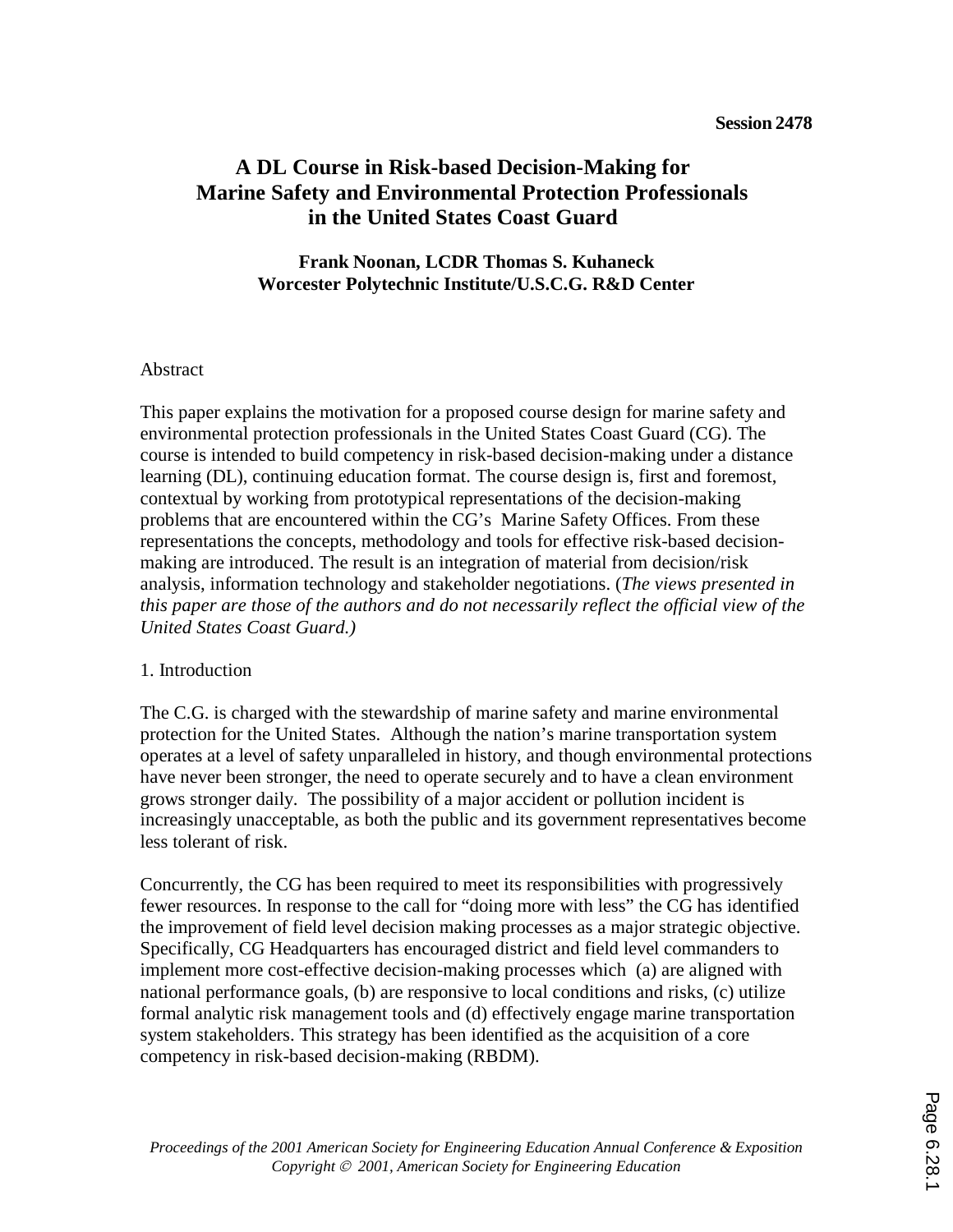Session 2478

# A DL Course in Risk-based Decision-Making for Marine Safety and Environmental Protection Professionals in the United States Coast Guard

**Frank Noonan, LCDR Thomas S. Kuhaneck**
**Worcester Polytechnic Institute/U.S.C.G. R&D Center**

## Abstract

This paper explains the motivation for a proposed course design for marine safety and environmental protection professionals in the United States Coast Guard (CG). The course is intended to build competency in risk-based decision-making under a distance learning (DL), continuing education format. The course design is, first and foremost, contextual by working from prototypical representations of the decision-making problems that are encountered within the CG's Marine Safety Offices. From these representations the concepts, methodology and tools for effective risk-based decision-making are introduced. The result is an integration of material from decision/risk analysis, information technology and stakeholder negotiations. (*The views presented in this paper are those of the authors and do not necessarily reflect the official view of the United States Coast Guard.)*

## 1. Introduction

The C.G. is charged with the stewardship of marine safety and marine environmental protection for the United States. Although the nation's marine transportation system operates at a level of safety unparalleled in history, and though environmental protections have never been stronger, the need to operate securely and to have a clean environment grows stronger daily. The possibility of a major accident or pollution incident is increasingly unacceptable, as both the public and its government representatives become less tolerant of risk.

Concurrently, the CG has been required to meet its responsibilities with progressively fewer resources. In response to the call for "doing more with less" the CG has identified the improvement of field level decision making processes as a major strategic objective. Specifically, CG Headquarters has encouraged district and field level commanders to implement more cost-effective decision-making processes which (a) are aligned with national performance goals, (b) are responsive to local conditions and risks, (c) utilize formal analytic risk management tools and (d) effectively engage marine transportation system stakeholders. This strategy has been identified as the acquisition of a core competency in risk-based decision-making (RBDM).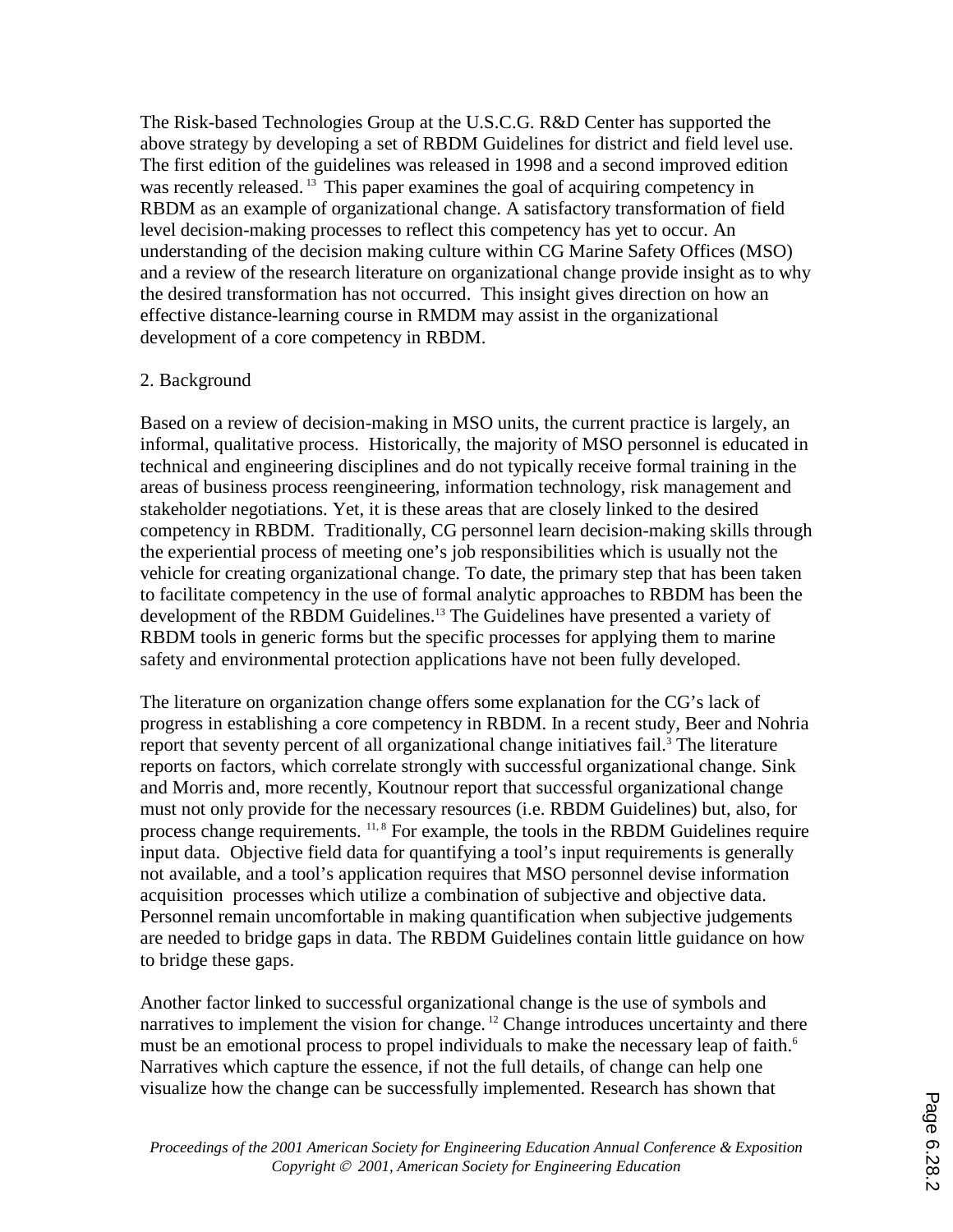The Risk-based Technologies Group at the U.S.C.G. R&D Center has supported the above strategy by developing a set of RBDM Guidelines for district and field level use. The first edition of the guidelines was released in 1998 and a second improved edition was recently released.[13] This paper examines the goal of acquiring competency in RBDM as an example of organizational change. A satisfactory transformation of field level decision-making processes to reflect this competency has yet to occur. An understanding of the decision making culture within CG Marine Safety Offices (MSO) and a review of the research literature on organizational change provide insight as to why the desired transformation has not occurred. This insight gives direction on how an effective distance-learning course in RMDM may assist in the organizational development of a core competency in RBDM.

## 2. Background

Based on a review of decision-making in MSO units, the current practice is largely, an informal, qualitative process. Historically, the majority of MSO personnel is educated in technical and engineering disciplines and do not typically receive formal training in the areas of business process reengineering, information technology, risk management and stakeholder negotiations. Yet, it is these areas that are closely linked to the desired competency in RBDM. Traditionally, CG personnel learn decision-making skills through the experiential process of meeting one's job responsibilities which is usually not the vehicle for creating organizational change. To date, the primary step that has been taken to facilitate competency in the use of formal analytic approaches to RBDM has been the development of the RBDM Guidelines.[13] The Guidelines have presented a variety of RBDM tools in generic forms but the specific processes for applying them to marine safety and environmental protection applications have not been fully developed.

The literature on organization change offers some explanation for the CG's lack of progress in establishing a core competency in RBDM. In a recent study, Beer and Nohria report that seventy percent of all organizational change initiatives fail.[3] The literature reports on factors, which correlate strongly with successful organizational change. Sink and Morris and, more recently, Koutnour report that successful organizational change must not only provide for the necessary resources (i.e. RBDM Guidelines) but, also, for process change requirements.[11, 8] For example, the tools in the RBDM Guidelines require input data. Objective field data for quantifying a tool's input requirements is generally not available, and a tool's application requires that MSO personnel devise information acquisition processes which utilize a combination of subjective and objective data. Personnel remain uncomfortable in making quantification when subjective judgements are needed to bridge gaps in data. The RBDM Guidelines contain little guidance on how to bridge these gaps.

Another factor linked to successful organizational change is the use of symbols and narratives to implement the vision for change.[12] Change introduces uncertainty and there must be an emotional process to propel individuals to make the necessary leap of faith.[6] Narratives which capture the essence, if not the full details, of change can help one visualize how the change can be successfully implemented. Research has shown that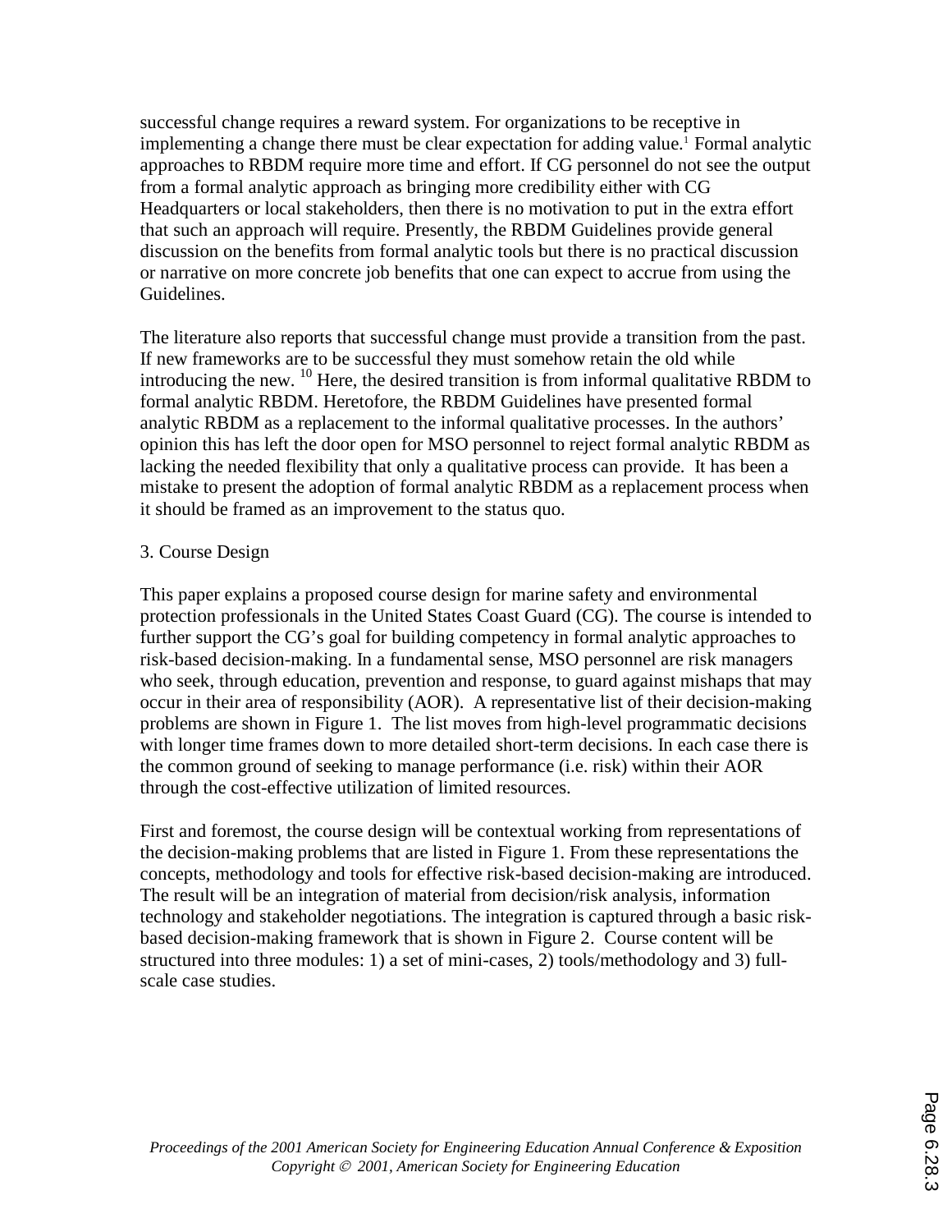successful change requires a reward system. For organizations to be receptive in implementing a change there must be clear expectation for adding value.[1] Formal analytic approaches to RBDM require more time and effort. If CG personnel do not see the output from a formal analytic approach as bringing more credibility either with CG Headquarters or local stakeholders, then there is no motivation to put in the extra effort that such an approach will require. Presently, the RBDM Guidelines provide general discussion on the benefits from formal analytic tools but there is no practical discussion or narrative on more concrete job benefits that one can expect to accrue from using the Guidelines.

The literature also reports that successful change must provide a transition from the past. If new frameworks are to be successful they must somehow retain the old while introducing the new. [10] Here, the desired transition is from informal qualitative RBDM to formal analytic RBDM. Heretofore, the RBDM Guidelines have presented formal analytic RBDM as a replacement to the informal qualitative processes. In the authors' opinion this has left the door open for MSO personnel to reject formal analytic RBDM as lacking the needed flexibility that only a qualitative process can provide. It has been a mistake to present the adoption of formal analytic RBDM as a replacement process when it should be framed as an improvement to the status quo.

## 3. Course Design

This paper explains a proposed course design for marine safety and environmental protection professionals in the United States Coast Guard (CG). The course is intended to further support the CG's goal for building competency in formal analytic approaches to risk-based decision-making. In a fundamental sense, MSO personnel are risk managers who seek, through education, prevention and response, to guard against mishaps that may occur in their area of responsibility (AOR). A representative list of their decision-making problems are shown in Figure 1. The list moves from high-level programmatic decisions with longer time frames down to more detailed short-term decisions. In each case there is the common ground of seeking to manage performance (i.e. risk) within their AOR through the cost-effective utilization of limited resources.

First and foremost, the course design will be contextual working from representations of the decision-making problems that are listed in Figure 1. From these representations the concepts, methodology and tools for effective risk-based decision-making are introduced. The result will be an integration of material from decision/risk analysis, information technology and stakeholder negotiations. The integration is captured through a basic risk-based decision-making framework that is shown in Figure 2. Course content will be structured into three modules: 1) a set of mini-cases, 2) tools/methodology and 3) full-scale case studies.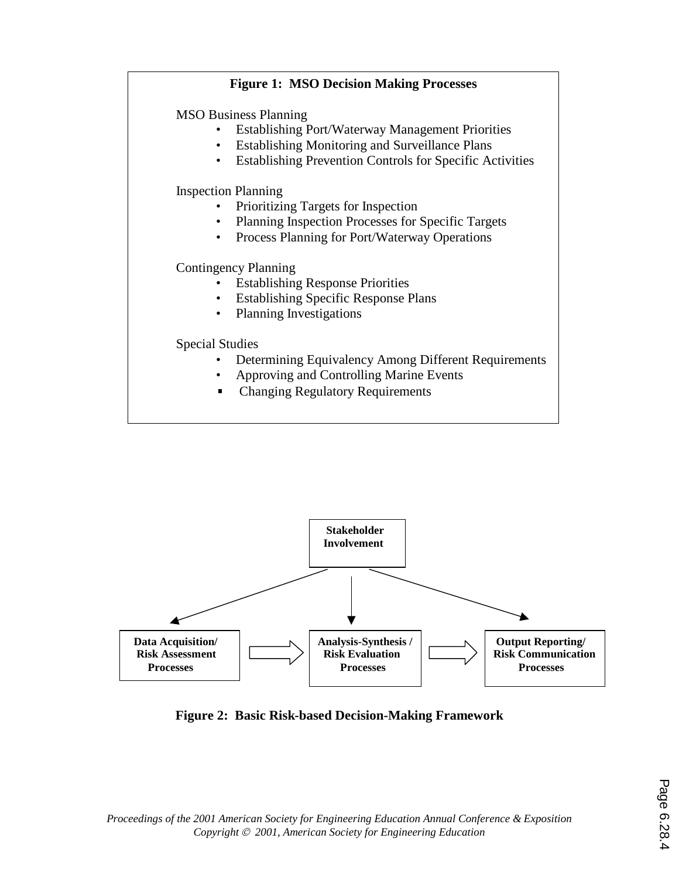**Figure 1: MSO Decision Making Processes**

MSO Business Planning

- Establishing Port/Waterway Management Priorities
- Establishing Monitoring and Surveillance Plans
- Establishing Prevention Controls for Specific Activities

Inspection Planning

- Prioritizing Targets for Inspection
- Planning Inspection Processes for Specific Targets
- Process Planning for Port/Waterway Operations

Contingency Planning

- Establishing Response Priorities
- Establishing Specific Response Plans
- Planning Investigations

Special Studies

- Determining Equivalency Among Different Requirements
- Approving and Controlling Marine Events
- Changing Regulatory Requirements

**Stakeholder Involvement**

**Data Acquisition/ Risk Assessment Processes** → **Analysis-Synthesis / Risk Evaluation Processes** → **Output Reporting/ Risk Communication Processes**

**Figure 2: Basic Risk-based Decision-Making Framework**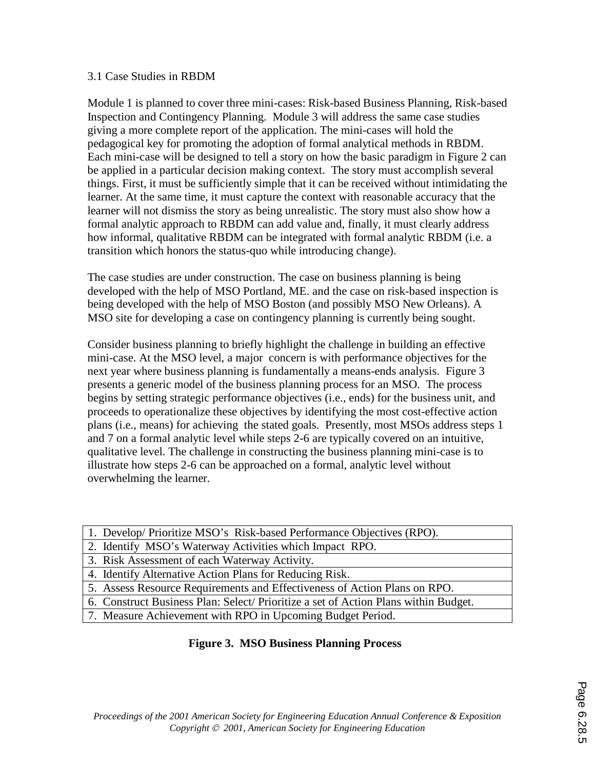### 3.1 Case Studies in RBDM

Module 1 is planned to cover three mini-cases: Risk-based Business Planning, Risk-based Inspection and Contingency Planning. Module 3 will address the same case studies giving a more complete report of the application. The mini-cases will hold the pedagogical key for promoting the adoption of formal analytical methods in RBDM. Each mini-case will be designed to tell a story on how the basic paradigm in Figure 2 can be applied in a particular decision making context. The story must accomplish several things. First, it must be sufficiently simple that it can be received without intimidating the learner. At the same time, it must capture the context with reasonable accuracy that the learner will not dismiss the story as being unrealistic. The story must also show how a formal analytic approach to RBDM can add value and, finally, it must clearly address how informal, qualitative RBDM can be integrated with formal analytic RBDM (i.e. a transition which honors the status-quo while introducing change).

The case studies are under construction. The case on business planning is being developed with the help of MSO Portland, ME. and the case on risk-based inspection is being developed with the help of MSO Boston (and possibly MSO New Orleans). A MSO site for developing a case on contingency planning is currently being sought.

Consider business planning to briefly highlight the challenge in building an effective mini-case. At the MSO level, a major concern is with performance objectives for the next year where business planning is fundamentally a means-ends analysis. Figure 3 presents a generic model of the business planning process for an MSO. The process begins by setting strategic performance objectives (i.e., ends) for the business unit, and proceeds to operationalize these objectives by identifying the most cost-effective action plans (i.e., means) for achieving the stated goals. Presently, most MSOs address steps 1 and 7 on a formal analytic level while steps 2-6 are typically covered on an intuitive, qualitative level. The challenge in constructing the business planning mini-case is to illustrate how steps 2-6 can be approached on a formal, analytic level without overwhelming the learner.

| 1. Develop/ Prioritize MSO's Risk-based Performance Objectives (RPO). |
|---|
| 2. Identify MSO's Waterway Activities which Impact RPO. |
| 3. Risk Assessment of each Waterway Activity. |
| 4. Identify Alternative Action Plans for Reducing Risk. |
| 5. Assess Resource Requirements and Effectiveness of Action Plans on RPO. |
| 6. Construct Business Plan: Select/ Prioritize a set of Action Plans within Budget. |
| 7. Measure Achievement with RPO in Upcoming Budget Period. |

**Figure 3. MSO Business Planning Process**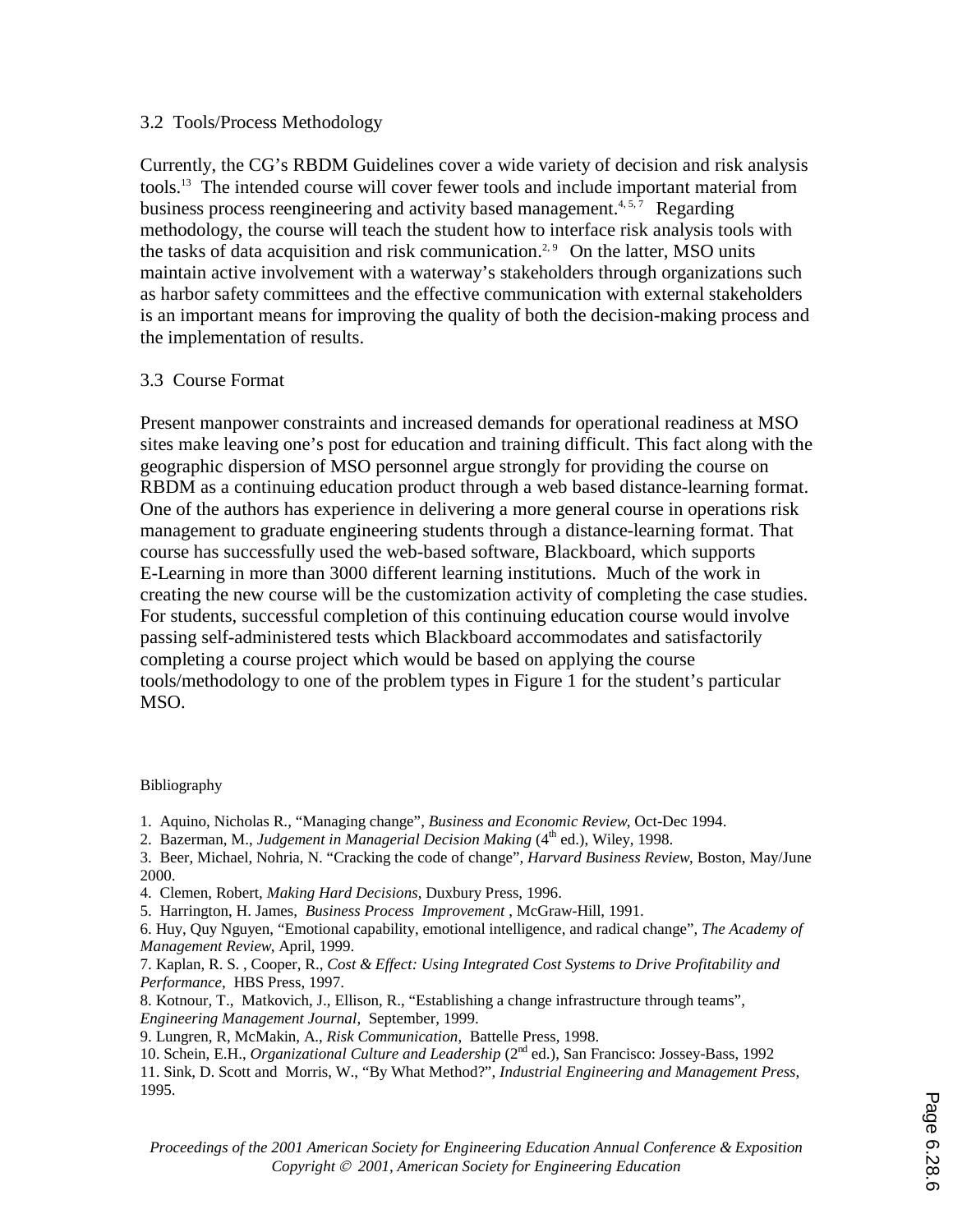### 3.2 Tools/Process Methodology

Currently, the CG's RBDM Guidelines cover a wide variety of decision and risk analysis tools.[13] The intended course will cover fewer tools and include important material from business process reengineering and activity based management.[4, 5, 7] Regarding methodology, the course will teach the student how to interface risk analysis tools with the tasks of data acquisition and risk communication.[2, 9] On the latter, MSO units maintain active involvement with a waterway's stakeholders through organizations such as harbor safety committees and the effective communication with external stakeholders is an important means for improving the quality of both the decision-making process and the implementation of results.

### 3.3 Course Format

Present manpower constraints and increased demands for operational readiness at MSO sites make leaving one's post for education and training difficult. This fact along with the geographic dispersion of MSO personnel argue strongly for providing the course on RBDM as a continuing education product through a web based distance-learning format. One of the authors has experience in delivering a more general course in operations risk management to graduate engineering students through a distance-learning format. That course has successfully used the web-based software, Blackboard, which supports E-Learning in more than 3000 different learning institutions. Much of the work in creating the new course will be the customization activity of completing the case studies. For students, successful completion of this continuing education course would involve passing self-administered tests which Blackboard accommodates and satisfactorily completing a course project which would be based on applying the course tools/methodology to one of the problem types in Figure 1 for the student's particular MSO.

## Bibliography

1. Aquino, Nicholas R., "Managing change", *Business and Economic Review*, Oct-Dec 1994.
2. Bazerman, M., *Judgement in Managerial Decision Making* (4th ed.), Wiley, 1998.
3. Beer, Michael, Nohria, N. "Cracking the code of change", *Harvard Business Review*, Boston, May/June 2000.
4. Clemen, Robert, *Making Hard Decisions*, Duxbury Press, 1996.
5. Harrington, H. James, *Business Process Improvement* , McGraw-Hill, 1991.
6. Huy, Quy Nguyen, "Emotional capability, emotional intelligence, and radical change", *The Academy of Management Review*, April, 1999.
7. Kaplan, R. S. , Cooper, R., *Cost & Effect: Using Integrated Cost Systems to Drive Profitability and Performance*, HBS Press, 1997.
8. Kotnour, T., Matkovich, J., Ellison, R., "Establishing a change infrastructure through teams", *Engineering Management Journal*, September, 1999.
9. Lungren, R, McMakin, A., *Risk Communication*, Battelle Press, 1998.
10. Schein, E.H., *Organizational Culture and Leadership* (2nd ed.), San Francisco: Jossey-Bass, 1992
11. Sink, D. Scott and Morris, W., "By What Method?", *Industrial Engineering and Management Press*, 1995.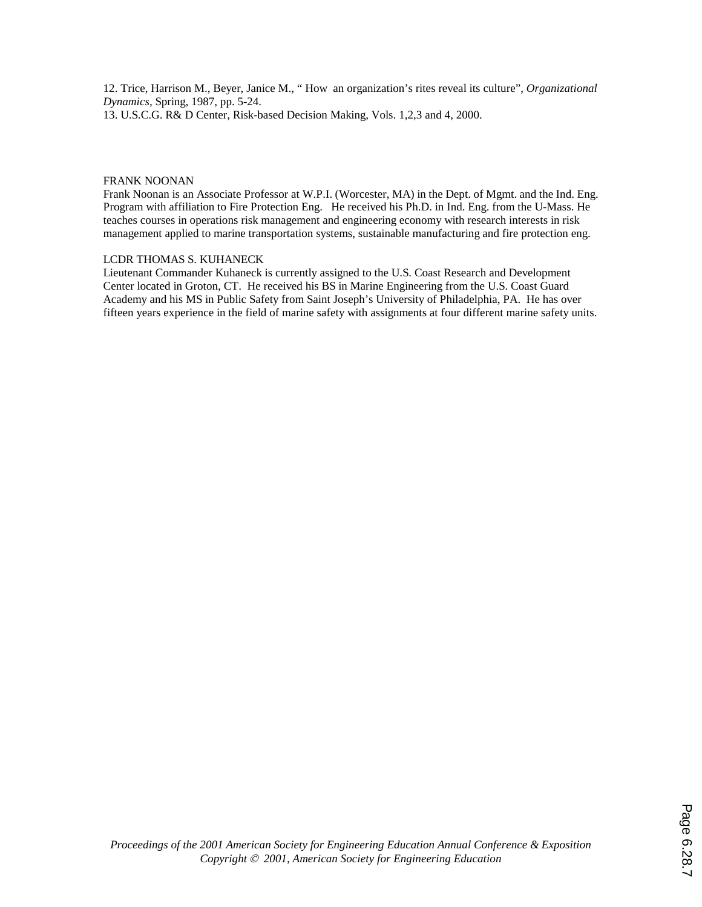12. Trice, Harrison M., Beyer, Janice M., " How an organization's rites reveal its culture", *Organizational Dynamics*, Spring, 1987, pp. 5-24.
13. U.S.C.G. R& D Center, Risk-based Decision Making, Vols. 1,2,3 and 4, 2000.

FRANK NOONAN
Frank Noonan is an Associate Professor at W.P.I. (Worcester, MA) in the Dept. of Mgmt. and the Ind. Eng. Program with affiliation to Fire Protection Eng. He received his Ph.D. in Ind. Eng. from the U-Mass. He teaches courses in operations risk management and engineering economy with research interests in risk management applied to marine transportation systems, sustainable manufacturing and fire protection eng.

LCDR THOMAS S. KUHANECK
Lieutenant Commander Kuhaneck is currently assigned to the U.S. Coast Research and Development Center located in Groton, CT. He received his BS in Marine Engineering from the U.S. Coast Guard Academy and his MS in Public Safety from Saint Joseph's University of Philadelphia, PA. He has over fifteen years experience in the field of marine safety with assignments at four different marine safety units.